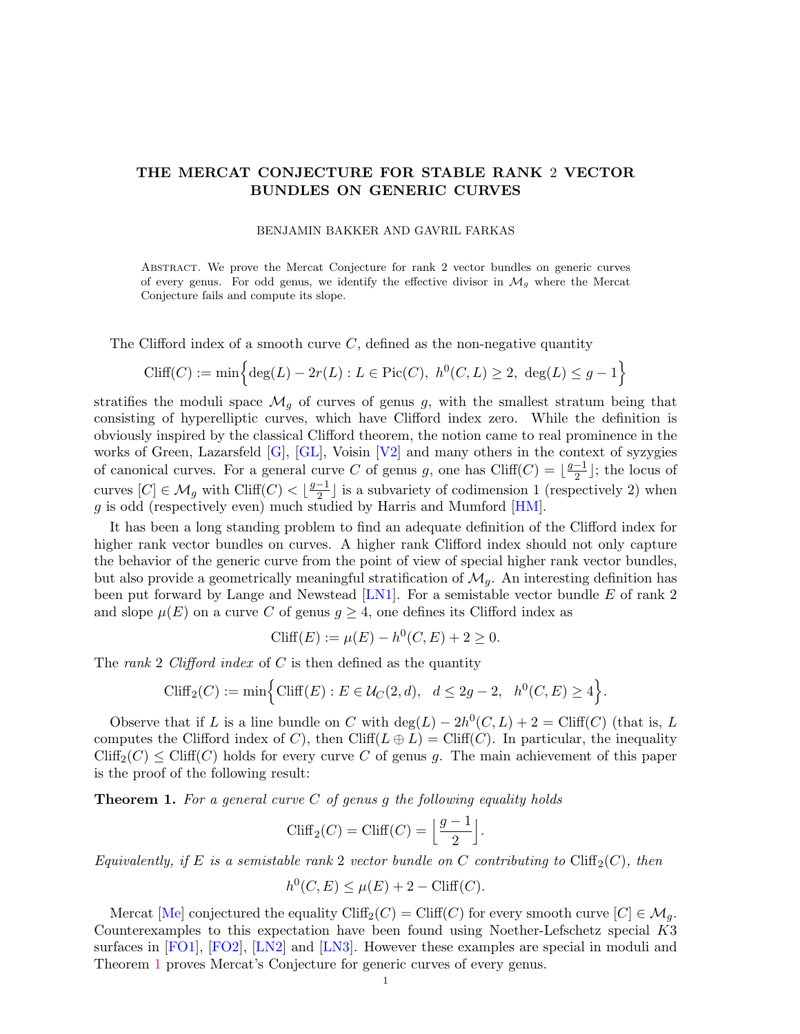# THE MERCAT CONJECTURE FOR STABLE RANK 2 VECTOR BUNDLES ON GENERIC CURVES

BENJAMIN BAKKER AND GAVRIL FARKAS

Abstract. We prove the Mercat Conjecture for rank 2 vector bundles on generic curves of every genus. For odd genus, we identify the effective divisor in $\mathcal{M}_g$ where the Mercat Conjecture fails and compute its slope.

The Clifford index of a smooth curve $C$, defined as the non-negative quantity

$$\mathrm{Cliff}(C) := \min\Big\{\deg(L) - 2r(L) : L \in \mathrm{Pic}(C),\ h^0(C,L) \geq 2,\ \deg(L) \leq g-1\Big\}$$

stratifies the moduli space $\mathcal{M}_g$ of curves of genus $g$, with the smallest stratum being that consisting of hyperelliptic curves, which have Clifford index zero. While the definition is obviously inspired by the classical Clifford theorem, the notion came to real prominence in the works of Green, Lazarsfeld [G], [GL], Voisin [V2] and many others in the context of syzygies of canonical curves. For a general curve $C$ of genus $g$, one has $\mathrm{Cliff}(C) = \lfloor \frac{g-1}{2} \rfloor$; the locus of curves $[C] \in \mathcal{M}_g$ with $\mathrm{Cliff}(C) < \lfloor \frac{g-1}{2} \rfloor$ is a subvariety of codimension 1 (respectively 2) when $g$ is odd (respectively even) much studied by Harris and Mumford [HM].

It has been a long standing problem to find an adequate definition of the Clifford index for higher rank vector bundles on curves. A higher rank Clifford index should not only capture the behavior of the generic curve from the point of view of special higher rank vector bundles, but also provide a geometrically meaningful stratification of $\mathcal{M}_g$. An interesting definition has been put forward by Lange and Newstead [LN1]. For a semistable vector bundle $E$ of rank 2 and slope $\mu(E)$ on a curve $C$ of genus $g \geq 4$, one defines its Clifford index as

$$\mathrm{Cliff}(E) := \mu(E) - h^0(C,E) + 2 \geq 0.$$

The *rank* 2 *Clifford index* of $C$ is then defined as the quantity

$$\mathrm{Cliff}_2(C) := \min\Big\{\mathrm{Cliff}(E) : E \in \mathcal{U}_C(2,d),\ \ d \leq 2g-2,\ \ h^0(C,E) \geq 4\Big\}.$$

Observe that if $L$ is a line bundle on $C$ with $\deg(L) - 2h^0(C,L) + 2 = \mathrm{Cliff}(C)$ (that is, $L$ computes the Clifford index of $C$), then $\mathrm{Cliff}(L \oplus L) = \mathrm{Cliff}(C)$. In particular, the inequality $\mathrm{Cliff}_2(C) \leq \mathrm{Cliff}(C)$ holds for every curve $C$ of genus $g$. The main achievement of this paper is the proof of the following result:

**Theorem 1.** *For a general curve $C$ of genus $g$ the following equality holds*

$$\mathrm{Cliff}_2(C) = \mathrm{Cliff}(C) = \Big\lfloor \frac{g-1}{2} \Big\rfloor.$$

*Equivalently, if $E$ is a semistable rank 2 vector bundle on $C$ contributing to $\mathrm{Cliff}_2(C)$, then*

$$h^0(C,E) \leq \mu(E) + 2 - \mathrm{Cliff}(C).$$

Mercat [Me] conjectured the equality $\mathrm{Cliff}_2(C) = \mathrm{Cliff}(C)$ for every smooth curve $[C] \in \mathcal{M}_g$. Counterexamples to this expectation have been found using Noether-Lefschetz special $K3$ surfaces in [FO1], [FO2], [LN2] and [LN3]. However these examples are special in moduli and Theorem 1 proves Mercat's Conjecture for generic curves of every genus.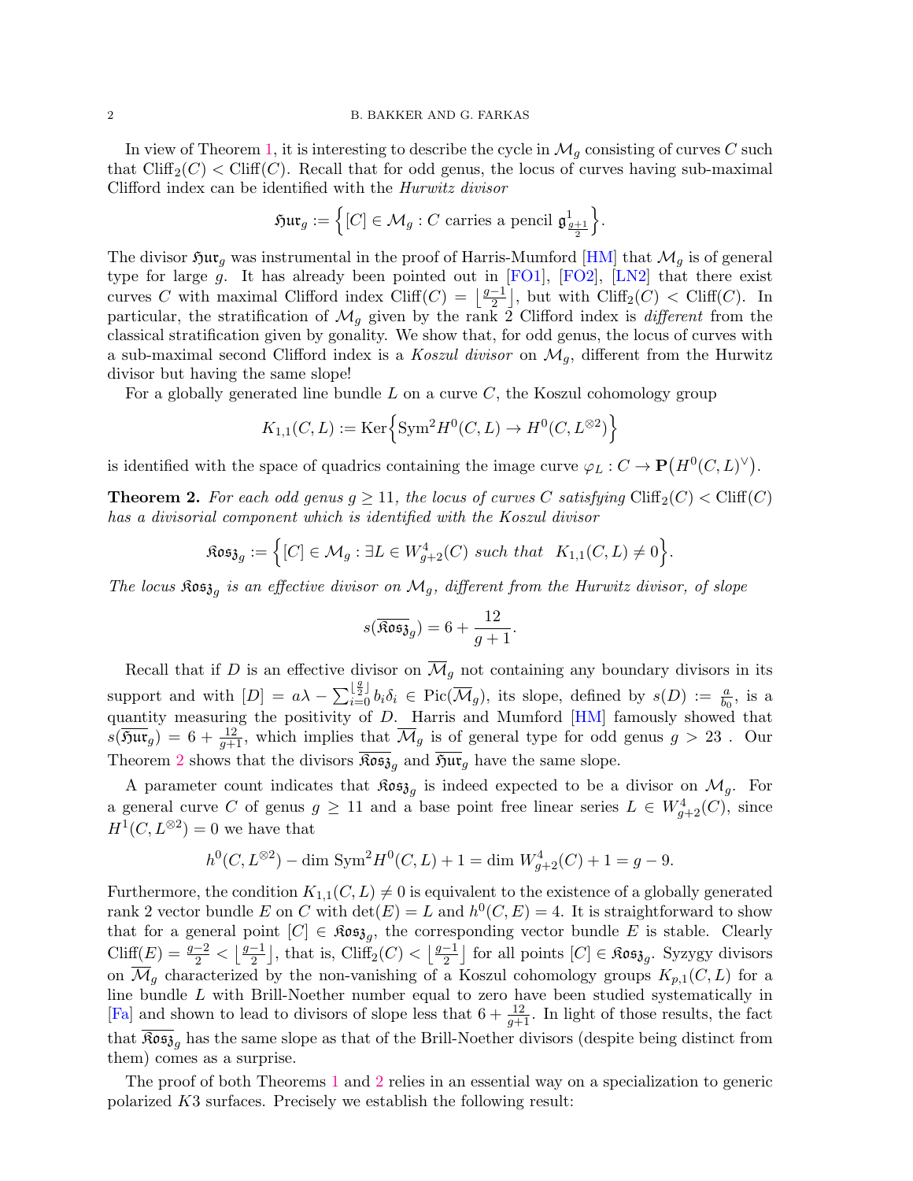In view of Theorem 1, it is interesting to describe the cycle in $\mathcal{M}_g$ consisting of curves $C$ such that $\mathrm{Cliff}_2(C) < \mathrm{Cliff}(C)$. Recall that for odd genus, the locus of curves having sub-maximal Clifford index can be identified with the *Hurwitz divisor*

$$\mathfrak{Hur}_g := \Bigl\{[C] \in \mathcal{M}_g : C \text{ carries a pencil } \mathfrak{g}^1_{\frac{g+1}{2}}\Bigr\}.$$

The divisor $\mathfrak{Hur}_g$ was instrumental in the proof of Harris-Mumford [HM] that $\mathcal{M}_g$ is of general type for large $g$. It has already been pointed out in [FO1], [FO2], [LN2] that there exist curves $C$ with maximal Clifford index $\mathrm{Cliff}(C) = \lfloor \frac{g-1}{2} \rfloor$, but with $\mathrm{Cliff}_2(C) < \mathrm{Cliff}(C)$. In particular, the stratification of $\mathcal{M}_g$ given by the rank 2 Clifford index is *different* from the classical stratification given by gonality. We show that, for odd genus, the locus of curves with a sub-maximal second Clifford index is a *Koszul divisor* on $\mathcal{M}_g$, different from the Hurwitz divisor but having the same slope!

For a globally generated line bundle $L$ on a curve $C$, the Koszul cohomology group

$$K_{1,1}(C, L) := \mathrm{Ker}\Bigl\{\mathrm{Sym}^2 H^0(C, L) \to H^0(C, L^{\otimes 2})\Bigr\}$$

is identified with the space of quadrics containing the image curve $\varphi_L : C \to \mathbf{P}\bigl(H^0(C, L)^\vee\bigr)$.

**Theorem 2.** *For each odd genus $g \geq 11$, the locus of curves $C$ satisfying $\mathrm{Cliff}_2(C) < \mathrm{Cliff}(C)$ has a divisorial component which is identified with the Koszul divisor*

$$\mathfrak{Kosz}_g := \Bigl\{[C] \in \mathcal{M}_g : \exists L \in W^4_{g+2}(C) \text{ such that } \ K_{1,1}(C, L) \neq 0\Bigr\}.$$

*The locus $\mathfrak{Kosz}_g$ is an effective divisor on $\mathcal{M}_g$, different from the Hurwitz divisor, of slope*

$$s(\overline{\mathfrak{Kosz}}_g) = 6 + \frac{12}{g+1}.$$

Recall that if $D$ is an effective divisor on $\overline{\mathcal{M}}_g$ not containing any boundary divisors in its support and with $[D] = a\lambda - \sum_{i=0}^{\lfloor \frac{g}{2} \rfloor} b_i \delta_i \in \mathrm{Pic}(\overline{\mathcal{M}}_g)$, its slope, defined by $s(D) := \frac{a}{b_0}$, is a quantity measuring the positivity of $D$. Harris and Mumford [HM] famously showed that $s(\overline{\mathfrak{Hur}}_g) = 6 + \frac{12}{g+1}$, which implies that $\overline{\mathcal{M}}_g$ is of general type for odd genus $g > 23$ . Our Theorem 2 shows that the divisors $\overline{\mathfrak{Kosz}}_g$ and $\overline{\mathfrak{Hur}}_g$ have the same slope.

A parameter count indicates that $\mathfrak{Kosz}_g$ is indeed expected to be a divisor on $\mathcal{M}_g$. For a general curve $C$ of genus $g \geq 11$ and a base point free linear series $L \in W^4_{g+2}(C)$, since $H^1(C, L^{\otimes 2}) = 0$ we have that

$$h^0(C, L^{\otimes 2}) - \dim \mathrm{Sym}^2 H^0(C, L) + 1 = \dim W^4_{g+2}(C) + 1 = g - 9.$$

Furthermore, the condition $K_{1,1}(C, L) \neq 0$ is equivalent to the existence of a globally generated rank 2 vector bundle $E$ on $C$ with $\det(E) = L$ and $h^0(C, E) = 4$. It is straightforward to show that for a general point $[C] \in \mathfrak{Kosz}_g$, the corresponding vector bundle $E$ is stable. Clearly $\mathrm{Cliff}(E) = \frac{g-2}{2} < \lfloor \frac{g-1}{2} \rfloor$, that is, $\mathrm{Cliff}_2(C) < \lfloor \frac{g-1}{2} \rfloor$ for all points $[C] \in \mathfrak{Kosz}_g$. Syzygy divisors on $\overline{\mathcal{M}}_g$ characterized by the non-vanishing of a Koszul cohomology groups $K_{p,1}(C, L)$ for a line bundle $L$ with Brill-Noether number equal to zero have been studied systematically in [Fa] and shown to lead to divisors of slope less that $6 + \frac{12}{g+1}$. In light of those results, the fact that $\overline{\mathfrak{Kosz}}_g$ has the same slope as that of the Brill-Noether divisors (despite being distinct from them) comes as a surprise.

The proof of both Theorems 1 and 2 relies in an essential way on a specialization to generic polarized $K3$ surfaces. Precisely we establish the following result: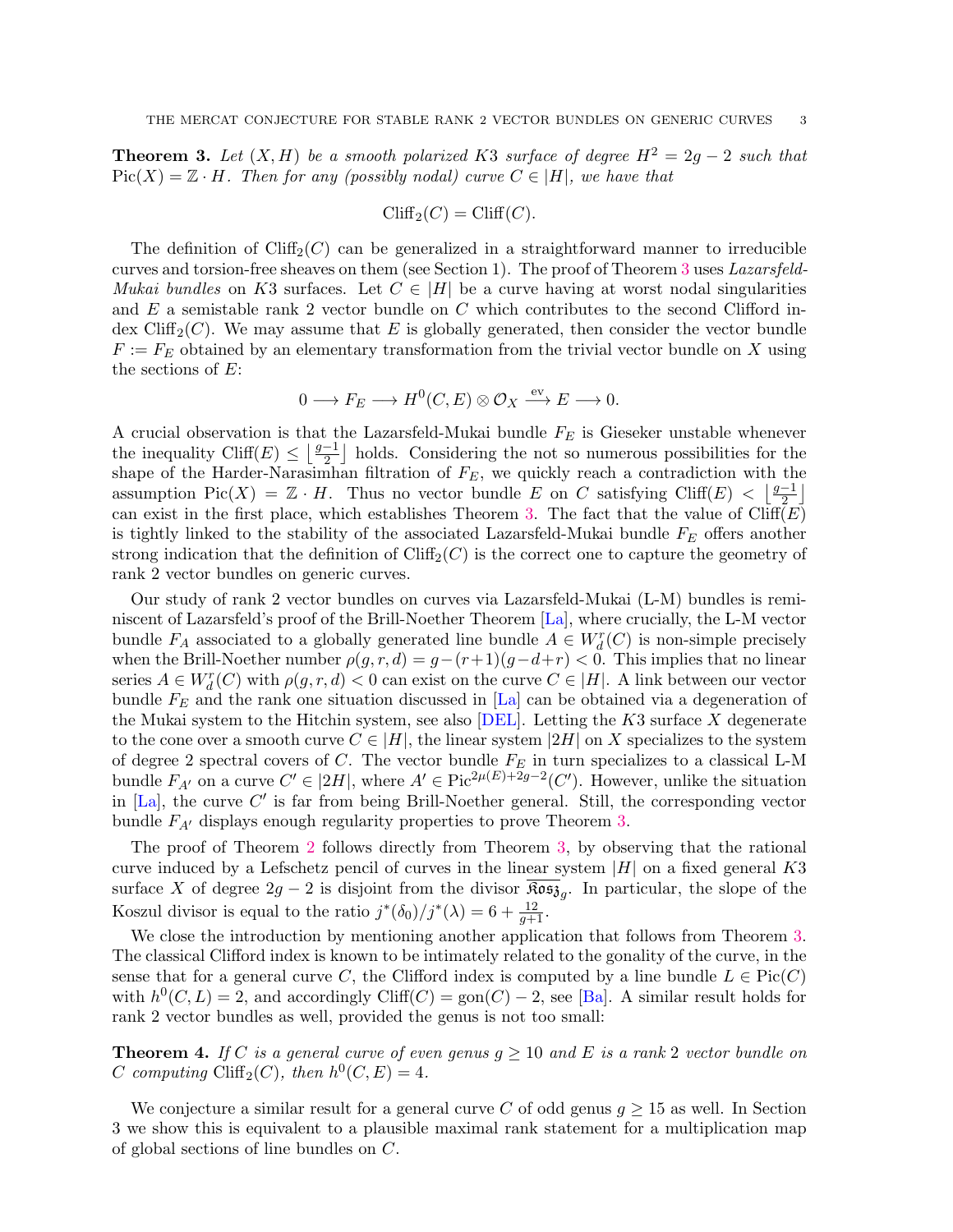**Theorem 3.** *Let $(X, H)$ be a smooth polarized K3 surface of degree $H^2 = 2g-2$ such that $\mathrm{Pic}(X) = \mathbb{Z} \cdot H$. Then for any (possibly nodal) curve $C \in |H|$, we have that*

$$\mathrm{Cliff}_2(C) = \mathrm{Cliff}(C).$$

The definition of $\mathrm{Cliff}_2(C)$ can be generalized in a straightforward manner to irreducible curves and torsion-free sheaves on them (see Section 1). The proof of Theorem 3 uses *Lazarsfeld-Mukai bundles* on $K3$ surfaces. Let $C \in |H|$ be a curve having at worst nodal singularities and $E$ a semistable rank 2 vector bundle on $C$ which contributes to the second Clifford index $\mathrm{Cliff}_2(C)$. We may assume that $E$ is globally generated, then consider the vector bundle $F := F_E$ obtained by an elementary transformation from the trivial vector bundle on $X$ using the sections of $E$:

$$0 \longrightarrow F_E \longrightarrow H^0(C, E) \otimes \mathcal{O}_X \stackrel{\mathrm{ev}}{\longrightarrow} E \longrightarrow 0.$$

A crucial observation is that the Lazarsfeld-Mukai bundle $F_E$ is Gieseker unstable whenever the inequality $\mathrm{Cliff}(E) \leq \left\lfloor \frac{g-1}{2} \right\rfloor$ holds. Considering the not so numerous possibilities for the shape of the Harder-Narasimhan filtration of $F_E$, we quickly reach a contradiction with the assumption $\mathrm{Pic}(X) = \mathbb{Z} \cdot H$. Thus no vector bundle $E$ on $C$ satisfying $\mathrm{Cliff}(E) < \left\lfloor \frac{g-1}{2} \right\rfloor$ can exist in the first place, which establishes Theorem 3. The fact that the value of $\mathrm{Cliff}(E)$ is tightly linked to the stability of the associated Lazarsfeld-Mukai bundle $F_E$ offers another strong indication that the definition of $\mathrm{Cliff}_2(C)$ is the correct one to capture the geometry of rank 2 vector bundles on generic curves.

Our study of rank 2 vector bundles on curves via Lazarsfeld-Mukai (L-M) bundles is reminiscent of Lazarsfeld's proof of the Brill-Noether Theorem [La], where crucially, the L-M vector bundle $F_A$ associated to a globally generated line bundle $A \in W^r_d(C)$ is non-simple precisely when the Brill-Noether number $\rho(g,r,d) = g-(r+1)(g-d+r) < 0$. This implies that no linear series $A \in W^r_d(C)$ with $\rho(g,r,d) < 0$ can exist on the curve $C \in |H|$. A link between our vector bundle $F_E$ and the rank one situation discussed in [La] can be obtained via a degeneration of the Mukai system to the Hitchin system, see also [DEL]. Letting the $K3$ surface $X$ degenerate to the cone over a smooth curve $C \in |H|$, the linear system $|2H|$ on $X$ specializes to the system of degree 2 spectral covers of $C$. The vector bundle $F_E$ in turn specializes to a classical L-M bundle $F_{A'}$ on a curve $C' \in |2H|$, where $A' \in \mathrm{Pic}^{2\mu(E)+2g-2}(C')$. However, unlike the situation in [La], the curve $C'$ is far from being Brill-Noether general. Still, the corresponding vector bundle $F_{A'}$ displays enough regularity properties to prove Theorem 3.

The proof of Theorem 2 follows directly from Theorem 3, by observing that the rational curve induced by a Lefschetz pencil of curves in the linear system $|H|$ on a fixed general $K3$ surface $X$ of degree $2g-2$ is disjoint from the divisor $\overline{\mathfrak{Kosz}}_g$. In particular, the slope of the Koszul divisor is equal to the ratio $j^*(\delta_0)/j^*(\lambda) = 6 + \frac{12}{g+1}$.

We close the introduction by mentioning another application that follows from Theorem 3. The classical Clifford index is known to be intimately related to the gonality of the curve, in the sense that for a general curve $C$, the Clifford index is computed by a line bundle $L \in \mathrm{Pic}(C)$ with $h^0(C, L) = 2$, and accordingly $\mathrm{Cliff}(C) = \mathrm{gon}(C) - 2$, see [Ba]. A similar result holds for rank 2 vector bundles as well, provided the genus is not too small:

**Theorem 4.** *If $C$ is a general curve of even genus $g \geq 10$ and $E$ is a rank 2 vector bundle on $C$ computing $\mathrm{Cliff}_2(C)$, then $h^0(C, E) = 4$.*

We conjecture a similar result for a general curve $C$ of odd genus $g \geq 15$ as well. In Section 3 we show this is equivalent to a plausible maximal rank statement for a multiplication map of global sections of line bundles on $C$.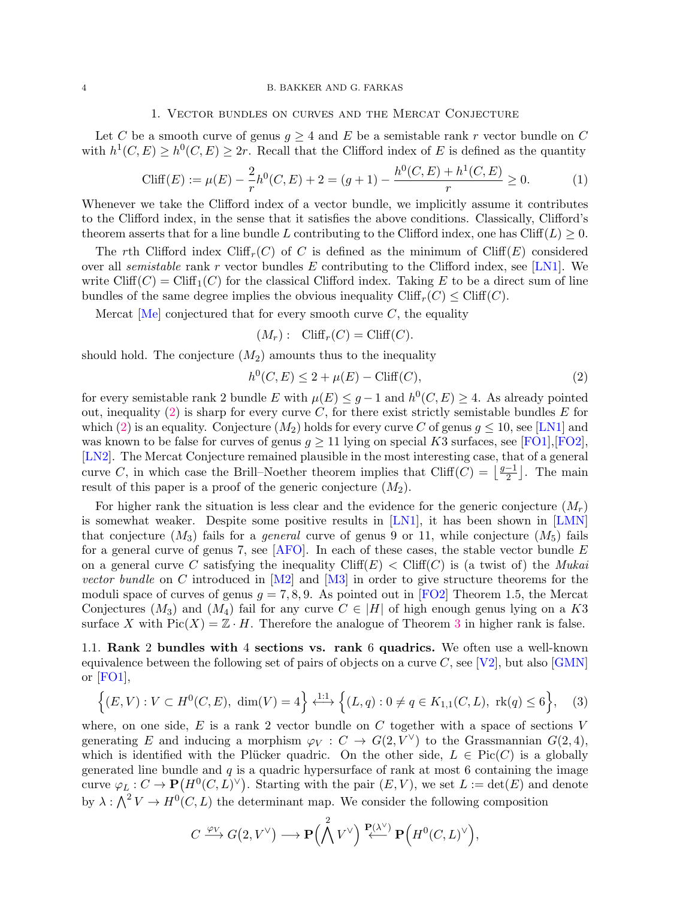## 1. Vector bundles on curves and the Mercat Conjecture

Let $C$ be a smooth curve of genus $g \geq 4$ and $E$ be a semistable rank $r$ vector bundle on $C$ with $h^1(C,E) \geq h^0(C,E) \geq 2r$. Recall that the Clifford index of $E$ is defined as the quantity

$$\mathrm{Cliff}(E) := \mu(E) - \frac{2}{r}h^0(C,E) + 2 = (g+1) - \frac{h^0(C,E)+h^1(C,E)}{r} \geq 0. \tag{1}$$

Whenever we take the Clifford index of a vector bundle, we implicitly assume it contributes to the Clifford index, in the sense that it satisfies the above conditions. Classically, Clifford's theorem asserts that for a line bundle $L$ contributing to the Clifford index, one has $\mathrm{Cliff}(L) \geq 0$.

The $r$th Clifford index $\mathrm{Cliff}_r(C)$ of $C$ is defined as the minimum of $\mathrm{Cliff}(E)$ considered over all *semistable* rank $r$ vector bundles $E$ contributing to the Clifford index, see [LN1]. We write $\mathrm{Cliff}(C) = \mathrm{Cliff}_1(C)$ for the classical Clifford index. Taking $E$ to be a direct sum of line bundles of the same degree implies the obvious inequality $\mathrm{Cliff}_r(C) \leq \mathrm{Cliff}(C)$.

Mercat [Me] conjectured that for every smooth curve $C$, the equality

$$(M_r): \quad \mathrm{Cliff}_r(C) = \mathrm{Cliff}(C).$$

should hold. The conjecture $(M_2)$ amounts thus to the inequality

$$h^0(C,E) \leq 2 + \mu(E) - \mathrm{Cliff}(C), \tag{2}$$

for every semistable rank 2 bundle $E$ with $\mu(E) \leq g-1$ and $h^0(C,E) \geq 4$. As already pointed out, inequality (2) is sharp for every curve $C$, for there exist strictly semistable bundles $E$ for which (2) is an equality. Conjecture $(M_2)$ holds for every curve $C$ of genus $g \leq 10$, see [LN1] and was known to be false for curves of genus $g \geq 11$ lying on special $K3$ surfaces, see [FO1],[FO2], [LN2]. The Mercat Conjecture remained plausible in the most interesting case, that of a general curve $C$, in which case the Brill–Noether theorem implies that $\mathrm{Cliff}(C) = \lfloor \frac{g-1}{2} \rfloor$. The main result of this paper is a proof of the generic conjecture $(M_2)$.

For higher rank the situation is less clear and the evidence for the generic conjecture $(M_r)$ is somewhat weaker. Despite some positive results in [LN1], it has been shown in [LMN] that conjecture $(M_3)$ fails for a *general* curve of genus 9 or 11, while conjecture $(M_5)$ fails for a general curve of genus 7, see [AFO]. In each of these cases, the stable vector bundle $E$ on a general curve $C$ satisfying the inequality $\mathrm{Cliff}(E) < \mathrm{Cliff}(C)$ is (a twist of) the *Mukai vector bundle* on $C$ introduced in [M2] and [M3] in order to give structure theorems for the moduli space of curves of genus $g = 7,8,9$. As pointed out in [FO2] Theorem 1.5, the Mercat Conjectures $(M_3)$ and $(M_4)$ fail for any curve $C \in |H|$ of high enough genus lying on a $K3$ surface $X$ with $\mathrm{Pic}(X) = \mathbb{Z}\cdot H$. Therefore the analogue of Theorem 3 in higher rank is false.

**1.1. Rank 2 bundles with 4 sections vs. rank 6 quadrics.** We often use a well-known equivalence between the following set of pairs of objects on a curve $C$, see [V2], but also [GMN] or [FO1],

$$\Big\{(E,V) : V \subset H^0(C,E),\ \dim(V) = 4\Big\} \stackrel{1:1}{\longleftrightarrow} \Big\{(L,q) : 0 \neq q \in K_{1,1}(C,L),\ \mathrm{rk}(q) \leq 6\Big\}, \tag{3}$$

where, on one side, $E$ is a rank 2 vector bundle on $C$ together with a space of sections $V$ generating $E$ and inducing a morphism $\varphi_V : C \to G(2,V^\vee)$ to the Grassmannian $G(2,4)$, which is identified with the Plücker quadric. On the other side, $L \in \mathrm{Pic}(C)$ is a globally generated line bundle and $q$ is a quadric hypersurface of rank at most 6 containing the image curve $\varphi_L : C \to \mathbf{P}\big(H^0(C,L)^\vee\big)$. Starting with the pair $(E,V)$, we set $L := \det(E)$ and denote by $\lambda : \bigwedge^2 V \to H^0(C,L)$ the determinant map. We consider the following composition

$$C \xrightarrow{\varphi_V} G\big(2,V^\vee\big) \longrightarrow \mathbf{P}\Big(\bigwedge^2 V^\vee\Big) \xleftarrow{\mathbf{P}(\lambda^\vee)} \mathbf{P}\Big(H^0(C,L)^\vee\Big),$$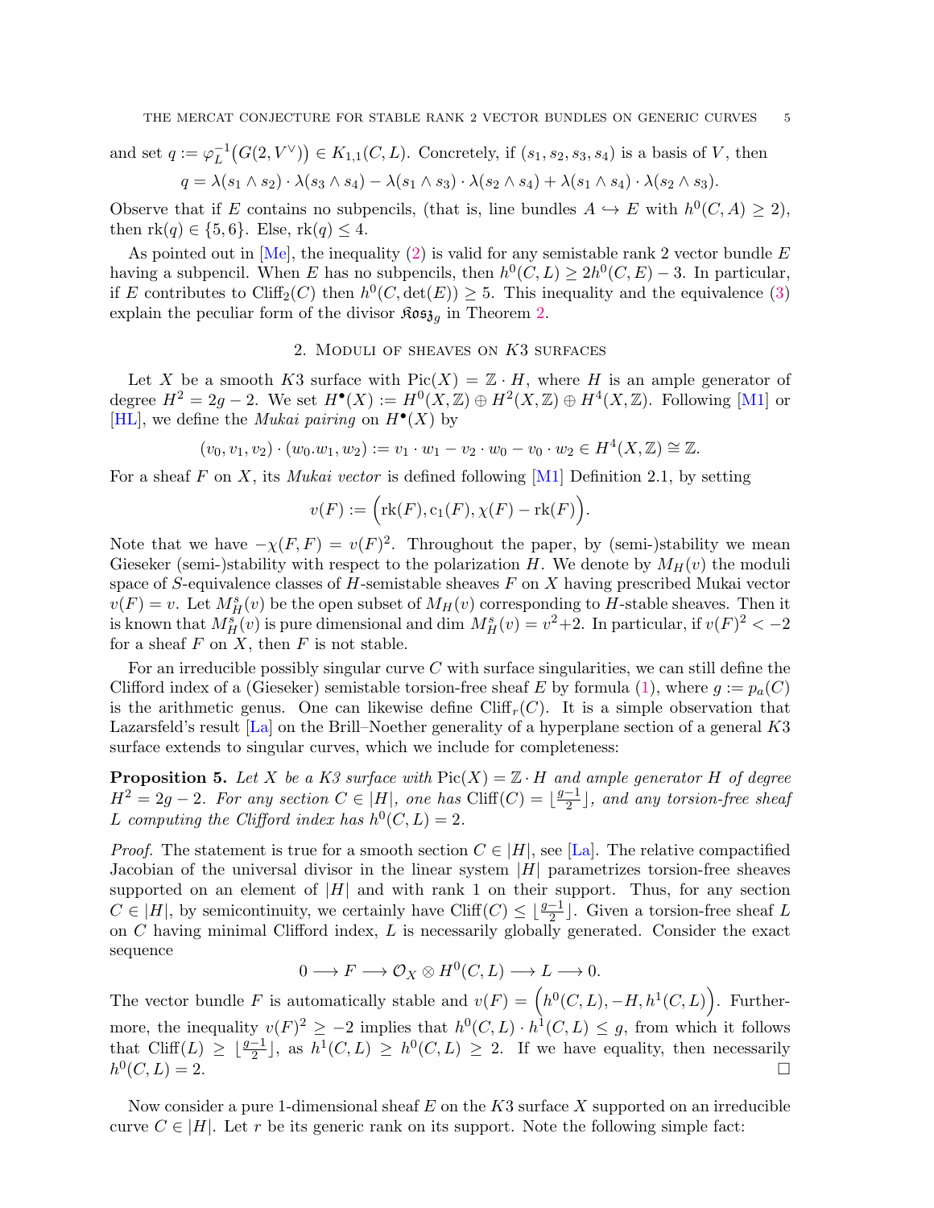and set $q := \varphi_L^{-1}\big(G(2, V^\vee)\big) \in K_{1,1}(C, L)$. Concretely, if $(s_1, s_2, s_3, s_4)$ is a basis of $V$, then

$$q = \lambda(s_1 \wedge s_2) \cdot \lambda(s_3 \wedge s_4) - \lambda(s_1 \wedge s_3) \cdot \lambda(s_2 \wedge s_4) + \lambda(s_1 \wedge s_4) \cdot \lambda(s_2 \wedge s_3).$$

Observe that if $E$ contains no subpencils, (that is, line bundles $A \hookrightarrow E$ with $h^0(C, A) \geq 2$), then $\mathrm{rk}(q) \in \{5, 6\}$. Else, $\mathrm{rk}(q) \leq 4$.

As pointed out in [Me], the inequality (2) is valid for any semistable rank 2 vector bundle $E$ having a subpencil. When $E$ has no subpencils, then $h^0(C, L) \geq 2h^0(C, E) - 3$. In particular, if $E$ contributes to $\mathrm{Cliff}_2(C)$ then $h^0(C, \det(E)) \geq 5$. This inequality and the equivalence (3) explain the peculiar form of the divisor $\mathfrak{Kosz}_g$ in Theorem 2.

## 2. Moduli of sheaves on $K3$ surfaces

Let $X$ be a smooth $K3$ surface with $\mathrm{Pic}(X) = \mathbb{Z} \cdot H$, where $H$ is an ample generator of degree $H^2 = 2g - 2$. We set $H^\bullet(X) := H^0(X, \mathbb{Z}) \oplus H^2(X, \mathbb{Z}) \oplus H^4(X, \mathbb{Z})$. Following [M1] or [HL], we define the *Mukai pairing* on $H^\bullet(X)$ by

$$(v_0, v_1, v_2) \cdot (w_0.w_1, w_2) := v_1 \cdot w_1 - v_2 \cdot w_0 - v_0 \cdot w_2 \in H^4(X, \mathbb{Z}) \cong \mathbb{Z}.$$

For a sheaf $F$ on $X$, its *Mukai vector* is defined following [M1] Definition 2.1, by setting

$$v(F) := \Big(\mathrm{rk}(F), \mathrm{c}_1(F), \chi(F) - \mathrm{rk}(F)\Big).$$

Note that we have $-\chi(F, F) = v(F)^2$. Throughout the paper, by (semi-)stability we mean Gieseker (semi-)stability with respect to the polarization $H$. We denote by $M_H(v)$ the moduli space of $S$-equivalence classes of $H$-semistable sheaves $F$ on $X$ having prescribed Mukai vector $v(F) = v$. Let $M_H^s(v)$ be the open subset of $M_H(v)$ corresponding to $H$-stable sheaves. Then it is known that $M_H^s(v)$ is pure dimensional and $\dim M_H^s(v) = v^2 + 2$. In particular, if $v(F)^2 < -2$ for a sheaf $F$ on $X$, then $F$ is not stable.

For an irreducible possibly singular curve $C$ with surface singularities, we can still define the Clifford index of a (Gieseker) semistable torsion-free sheaf $E$ by formula (1), where $g := p_a(C)$ is the arithmetic genus. One can likewise define $\mathrm{Cliff}_r(C)$. It is a simple observation that Lazarsfeld's result [La] on the Brill–Noether generality of a hyperplane section of a general $K3$ surface extends to singular curves, which we include for completeness:

**Proposition 5.** *Let $X$ be a $K3$ surface with $\mathrm{Pic}(X) = \mathbb{Z} \cdot H$ and ample generator $H$ of degree $H^2 = 2g - 2$. For any section $C \in |H|$, one has $\mathrm{Cliff}(C) = \lfloor \frac{g-1}{2} \rfloor$, and any torsion-free sheaf $L$ computing the Clifford index has $h^0(C, L) = 2$.*

*Proof.* The statement is true for a smooth section $C \in |H|$, see [La]. The relative compactified Jacobian of the universal divisor in the linear system $|H|$ parametrizes torsion-free sheaves supported on an element of $|H|$ and with rank 1 on their support. Thus, for any section $C \in |H|$, by semicontinuity, we certainly have $\mathrm{Cliff}(C) \leq \lfloor \frac{g-1}{2} \rfloor$. Given a torsion-free sheaf $L$ on $C$ having minimal Clifford index, $L$ is necessarily globally generated. Consider the exact sequence

$$0 \longrightarrow F \longrightarrow \mathcal{O}_X \otimes H^0(C, L) \longrightarrow L \longrightarrow 0.$$

The vector bundle $F$ is automatically stable and $v(F) = \Big(h^0(C, L), -H, h^1(C, L)\Big)$. Furthermore, the inequality $v(F)^2 \geq -2$ implies that $h^0(C, L) \cdot h^1(C, L) \leq g$, from which it follows that $\mathrm{Cliff}(L) \geq \lfloor \frac{g-1}{2} \rfloor$, as $h^1(C, L) \geq h^0(C, L) \geq 2$. If we have equality, then necessarily $h^0(C, L) = 2$. $\square$

Now consider a pure 1-dimensional sheaf $E$ on the $K3$ surface $X$ supported on an irreducible curve $C \in |H|$. Let $r$ be its generic rank on its support. Note the following simple fact: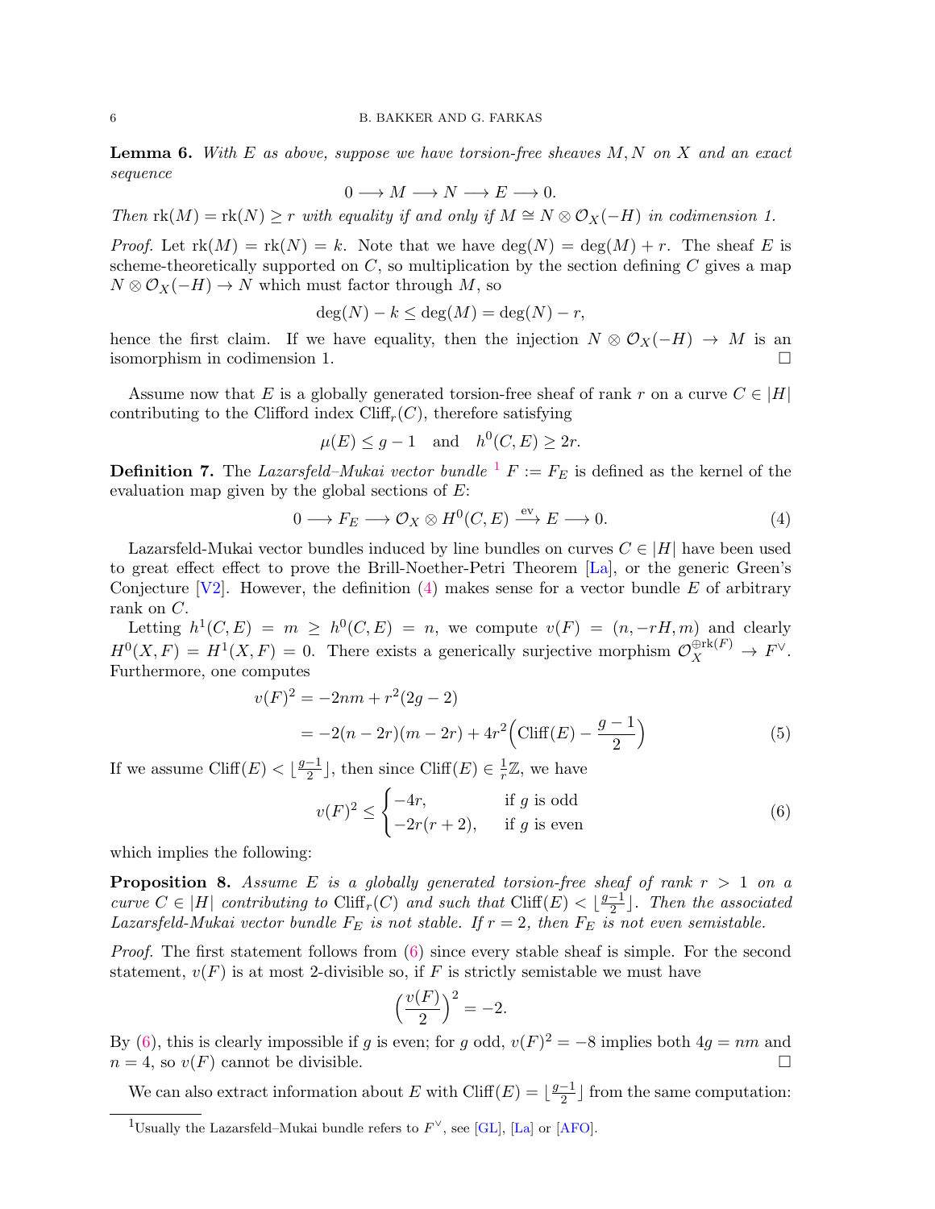**Lemma 6.** *With $E$ as above, suppose we have torsion-free sheaves $M, N$ on $X$ and an exact sequence*

$$0 \longrightarrow M \longrightarrow N \longrightarrow E \longrightarrow 0.$$

*Then $\mathrm{rk}(M) = \mathrm{rk}(N) \geq r$ with equality if and only if $M \cong N \otimes \mathcal{O}_X(-H)$ in codimension 1.*

*Proof.* Let $\mathrm{rk}(M) = \mathrm{rk}(N) = k$. Note that we have $\deg(N) = \deg(M) + r$. The sheaf $E$ is scheme-theoretically supported on $C$, so multiplication by the section defining $C$ gives a map $N \otimes \mathcal{O}_X(-H) \to N$ which must factor through $M$, so

$$\deg(N) - k \leq \deg(M) = \deg(N) - r,$$

hence the first claim. If we have equality, then the injection $N \otimes \mathcal{O}_X(-H) \to M$ is an isomorphism in codimension 1. $\square$

Assume now that $E$ is a globally generated torsion-free sheaf of rank $r$ on a curve $C \in |H|$ contributing to the Clifford index $\mathrm{Cliff}_r(C)$, therefore satisfying

$$\mu(E) \leq g - 1 \quad \text{and} \quad h^0(C, E) \geq 2r.$$

**Definition 7.** The *Lazarsfeld–Mukai vector bundle* [1] $F := F_E$ is defined as the kernel of the evaluation map given by the global sections of $E$:

$$0 \longrightarrow F_E \longrightarrow \mathcal{O}_X \otimes H^0(C, E) \xrightarrow{\mathrm{ev}} E \longrightarrow 0. \tag{4}$$

Lazarsfeld-Mukai vector bundles induced by line bundles on curves $C \in |H|$ have been used to great effect effect to prove the Brill-Noether-Petri Theorem [La], or the generic Green's Conjecture [V2]. However, the definition (4) makes sense for a vector bundle $E$ of arbitrary rank on $C$.

Letting $h^1(C, E) = m \geq h^0(C, E) = n$, we compute $v(F) = (n, -rH, m)$ and clearly $H^0(X, F) = H^1(X, F) = 0$. There exists a generically surjective morphism $\mathcal{O}_X^{\oplus \mathrm{rk}(F)} \to F^\vee$. Furthermore, one computes

$$\begin{aligned} v(F)^2 &= -2nm + r^2(2g - 2) \\ &= -2(n - 2r)(m - 2r) + 4r^2\Big(\mathrm{Cliff}(E) - \frac{g-1}{2}\Big) \end{aligned} \tag{5}$$

If we assume $\mathrm{Cliff}(E) < \lfloor \frac{g-1}{2} \rfloor$, then since $\mathrm{Cliff}(E) \in \frac{1}{r}\mathbb{Z}$, we have

$$v(F)^2 \leq \begin{cases} -4r, & \text{if } g \text{ is odd} \\ -2r(r+2), & \text{if } g \text{ is even} \end{cases} \tag{6}$$

which implies the following:

**Proposition 8.** *Assume $E$ is a globally generated torsion-free sheaf of rank $r > 1$ on a curve $C \in |H|$ contributing to $\mathrm{Cliff}_r(C)$ and such that $\mathrm{Cliff}(E) < \lfloor \frac{g-1}{2} \rfloor$. Then the associated Lazarsfeld-Mukai vector bundle $F_E$ is not stable. If $r = 2$, then $F_E$ is not even semistable.*

*Proof.* The first statement follows from (6) since every stable sheaf is simple. For the second statement, $v(F)$ is at most 2-divisible so, if $F$ is strictly semistable we must have

$$\Big(\frac{v(F)}{2}\Big)^2 = -2.$$

By (6), this is clearly impossible if $g$ is even; for $g$ odd, $v(F)^2 = -8$ implies both $4g = nm$ and $n = 4$, so $v(F)$ cannot be divisible. $\square$

We can also extract information about $E$ with $\mathrm{Cliff}(E) = \lfloor \frac{g-1}{2} \rfloor$ from the same computation:

[1] Usually the Lazarsfeld–Mukai bundle refers to $F^\vee$, see [GL], [La] or [AFO].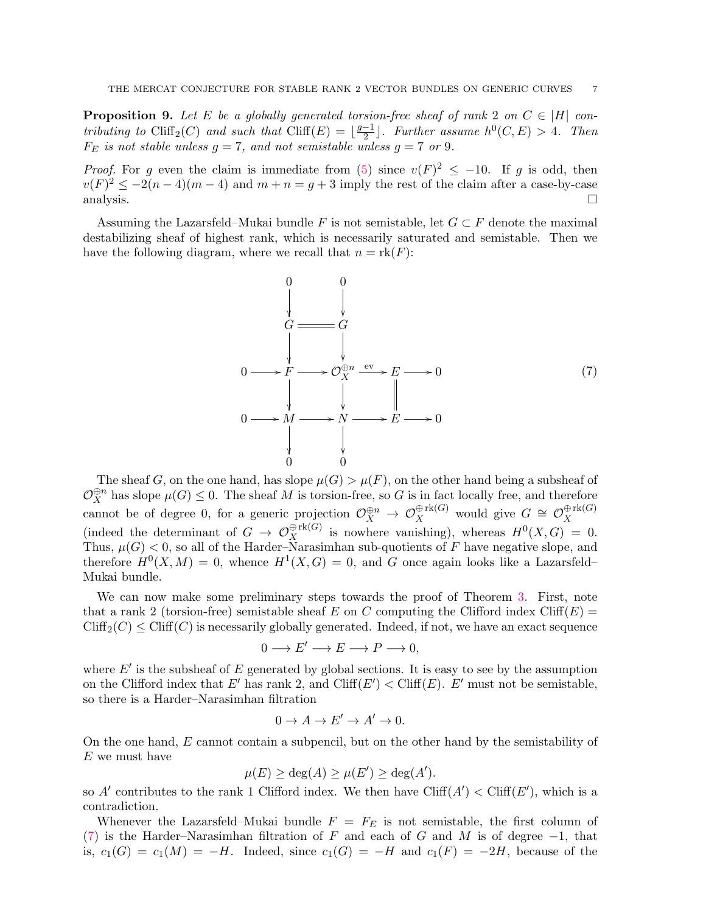**Proposition 9.** *Let $E$ be a globally generated torsion-free sheaf of rank 2 on $C \in |H|$ contributing to $\operatorname{Cliff}_2(C)$ and such that $\operatorname{Cliff}(E) = \lfloor \frac{g-1}{2} \rfloor$. Further assume $h^0(C, E) > 4$. Then $F_E$ is not stable unless $g = 7$, and not semistable unless $g = 7$ or $9$.*

*Proof.* For $g$ even the claim is immediate from (5) since $v(F)^2 \leq -10$. If $g$ is odd, then $v(F)^2 \leq -2(n-4)(m-4)$ and $m + n = g + 3$ imply the rest of the claim after a case-by-case analysis. □

Assuming the Lazarsfeld–Mukai bundle $F$ is not semistable, let $G \subset F$ denote the maximal destabilizing sheaf of highest rank, which is necessarily saturated and semistable. Then we have the following diagram, where we recall that $n = \operatorname{rk}(F)$:

$$\begin{array}{ccccccccc}
 & & 0 & & 0 & & & & \\
 & & \downarrow & & \downarrow & & & & \\
 & & G & = & G & & & & \\
 & & \downarrow & & \downarrow & & & & \\
0 & \longrightarrow & F & \longrightarrow & \mathcal{O}_X^{\oplus n} & \xrightarrow{\text{ev}} & E & \longrightarrow & 0 \\
 & & \downarrow & & \downarrow & & \| & & \\
0 & \longrightarrow & M & \longrightarrow & N & \longrightarrow & E & \longrightarrow & 0 \\
 & & \downarrow & & \downarrow & & & & \\
 & & 0 & & 0 & & & &
\end{array} \tag{7}$$

The sheaf $G$, on the one hand, has slope $\mu(G) > \mu(F)$, on the other hand being a subsheaf of $\mathcal{O}_X^{\oplus n}$ has slope $\mu(G) \leq 0$. The sheaf $M$ is torsion-free, so $G$ is in fact locally free, and therefore cannot be of degree 0, for a generic projection $\mathcal{O}_X^{\oplus n} \to \mathcal{O}_X^{\oplus \operatorname{rk}(G)}$ would give $G \cong \mathcal{O}_X^{\oplus \operatorname{rk}(G)}$ (indeed the determinant of $G \to \mathcal{O}_X^{\oplus \operatorname{rk}(G)}$ is nowhere vanishing), whereas $H^0(X, G) = 0$. Thus, $\mu(G) < 0$, so all of the Harder–Narasimhan sub-quotients of $F$ have negative slope, and therefore $H^0(X, M) = 0$, whence $H^1(X, G) = 0$, and $G$ once again looks like a Lazarsfeld–Mukai bundle.

We can now make some preliminary steps towards the proof of Theorem 3. First, note that a rank 2 (torsion-free) semistable sheaf $E$ on $C$ computing the Clifford index $\operatorname{Cliff}(E) = \operatorname{Cliff}_2(C) \leq \operatorname{Cliff}(C)$ is necessarily globally generated. Indeed, if not, we have an exact sequence

$$0 \longrightarrow E' \longrightarrow E \longrightarrow P \longrightarrow 0,$$

where $E'$ is the subsheaf of $E$ generated by global sections. It is easy to see by the assumption on the Clifford index that $E'$ has rank 2, and $\operatorname{Cliff}(E') < \operatorname{Cliff}(E)$. $E'$ must not be semistable, so there is a Harder–Narasimhan filtration

$$0 \to A \to E' \to A' \to 0.$$

On the one hand, $E$ cannot contain a subpencil, but on the other hand by the semistability of $E$ we must have

$$\mu(E) \geq \deg(A) \geq \mu(E') \geq \deg(A').$$

so $A'$ contributes to the rank 1 Clifford index. We then have $\operatorname{Cliff}(A') < \operatorname{Cliff}(E')$, which is a contradiction.

Whenever the Lazarsfeld–Mukai bundle $F = F_E$ is not semistable, the first column of (7) is the Harder–Narasimhan filtration of $F$ and each of $G$ and $M$ is of degree $-1$, that is, $c_1(G) = c_1(M) = -H$. Indeed, since $c_1(G) = -H$ and $c_1(F) = -2H$, because of the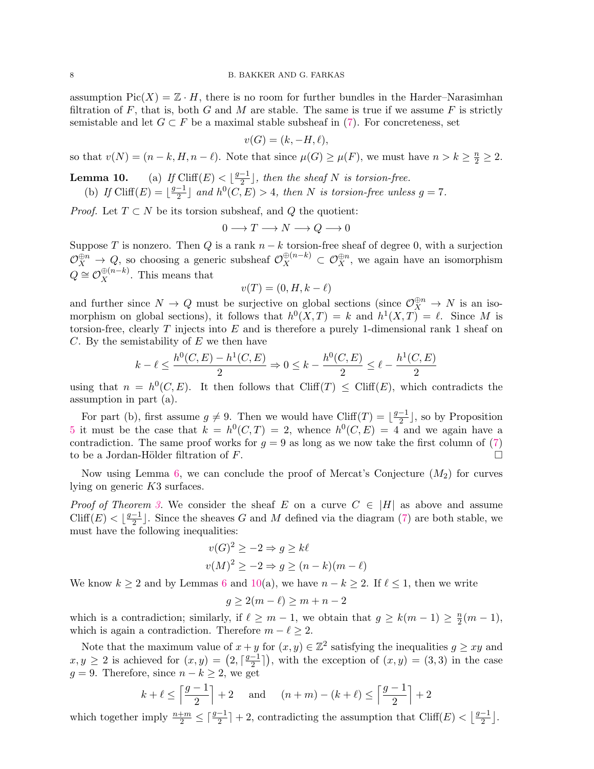assumption $\text{Pic}(X) = \mathbb{Z} \cdot H$, there is no room for further bundles in the Harder–Narasimhan filtration of $F$, that is, both $G$ and $M$ are stable. The same is true if we assume $F$ is strictly semistable and let $G \subset F$ be a maximal stable subsheaf in (7). For concreteness, set

$$v(G) = (k, -H, \ell),$$

so that $v(N) = (n-k, H, n-\ell)$. Note that since $\mu(G) \geq \mu(F)$, we must have $n > k \geq \frac{n}{2} \geq 2$.

**Lemma 10.** (a) *If $\text{Cliff}(E) < \lfloor \frac{g-1}{2} \rfloor$, then the sheaf $N$ is torsion-free.*

(b) *If $\text{Cliff}(E) = \lfloor \frac{g-1}{2} \rfloor$ and $h^0(C, E) > 4$, then $N$ is torsion-free unless $g = 7$.*

*Proof.* Let $T \subset N$ be its torsion subsheaf, and $Q$ the quotient:

$$0 \longrightarrow T \longrightarrow N \longrightarrow Q \longrightarrow 0$$

Suppose $T$ is nonzero. Then $Q$ is a rank $n-k$ torsion-free sheaf of degree 0, with a surjection $\mathcal{O}_X^{\oplus n} \to Q$, so choosing a generic subsheaf $\mathcal{O}_X^{\oplus(n-k)} \subset \mathcal{O}_X^{\oplus n}$, we again have an isomorphism $Q \cong \mathcal{O}_X^{\oplus(n-k)}$. This means that

$$v(T) = (0, H, k - \ell)$$

and further since $N \to Q$ must be surjective on global sections (since $\mathcal{O}_X^{\oplus n} \to N$ is an isomorphism on global sections), it follows that $h^0(X, T) = k$ and $h^1(X, T) = \ell$. Since $M$ is torsion-free, clearly $T$ injects into $E$ and is therefore a purely 1-dimensional rank 1 sheaf on $C$. By the semistability of $E$ we then have

$$k - \ell \leq \frac{h^0(C, E) - h^1(C, E)}{2} \Rightarrow 0 \leq k - \frac{h^0(C, E)}{2} \leq \ell - \frac{h^1(C, E)}{2}$$

using that $n = h^0(C, E)$. It then follows that $\text{Cliff}(T) \leq \text{Cliff}(E)$, which contradicts the assumption in part (a).

For part (b), first assume $g \neq 9$. Then we would have $\text{Cliff}(T) = \lfloor \frac{g-1}{2} \rfloor$, so by Proposition 5 it must be the case that $k = h^0(C, T) = 2$, whence $h^0(C, E) = 4$ and we again have a contradiction. The same proof works for $g = 9$ as long as we now take the first column of (7) to be a Jordan-Hölder filtration of $F$. $\square$

Now using Lemma 6, we can conclude the proof of Mercat's Conjecture $(M_2)$ for curves lying on generic $K3$ surfaces.

*Proof of Theorem 3.* We consider the sheaf $E$ on a curve $C \in |H|$ as above and assume $\text{Cliff}(E) < \lfloor \frac{g-1}{2} \rfloor$. Since the sheaves $G$ and $M$ defined via the diagram (7) are both stable, we must have the following inequalities:

$$v(G)^2 \geq -2 \Rightarrow g \geq k\ell$$

$$v(M)^2 \geq -2 \Rightarrow g \geq (n-k)(m-\ell)$$

We know $k \geq 2$ and by Lemmas 6 and 10(a), we have $n - k \geq 2$. If $\ell \leq 1$, then we write

$$g \geq 2(m - \ell) \geq m + n - 2$$

which is a contradiction; similarly, if $\ell \geq m-1$, we obtain that $g \geq k(m-1) \geq \frac{n}{2}(m-1)$, which is again a contradiction. Therefore $m - \ell \geq 2$.

Note that the maximum value of $x + y$ for $(x, y) \in \mathbb{Z}^2$ satisfying the inequalities $g \geq xy$ and $x, y \geq 2$ is achieved for $(x, y) = \left(2, \lceil \frac{g-1}{2} \rceil\right)$, with the exception of $(x, y) = (3, 3)$ in the case $g = 9$. Therefore, since $n - k \geq 2$, we get

$$k + \ell \leq \left\lceil \frac{g-1}{2} \right\rceil + 2 \quad \text{ and } \quad (n+m) - (k+\ell) \leq \left\lceil \frac{g-1}{2} \right\rceil + 2$$

which together imply $\frac{n+m}{2} \leq \lceil \frac{g-1}{2} \rceil + 2$, contradicting the assumption that $\text{Cliff}(E) < \lfloor \frac{g-1}{2} \rfloor$.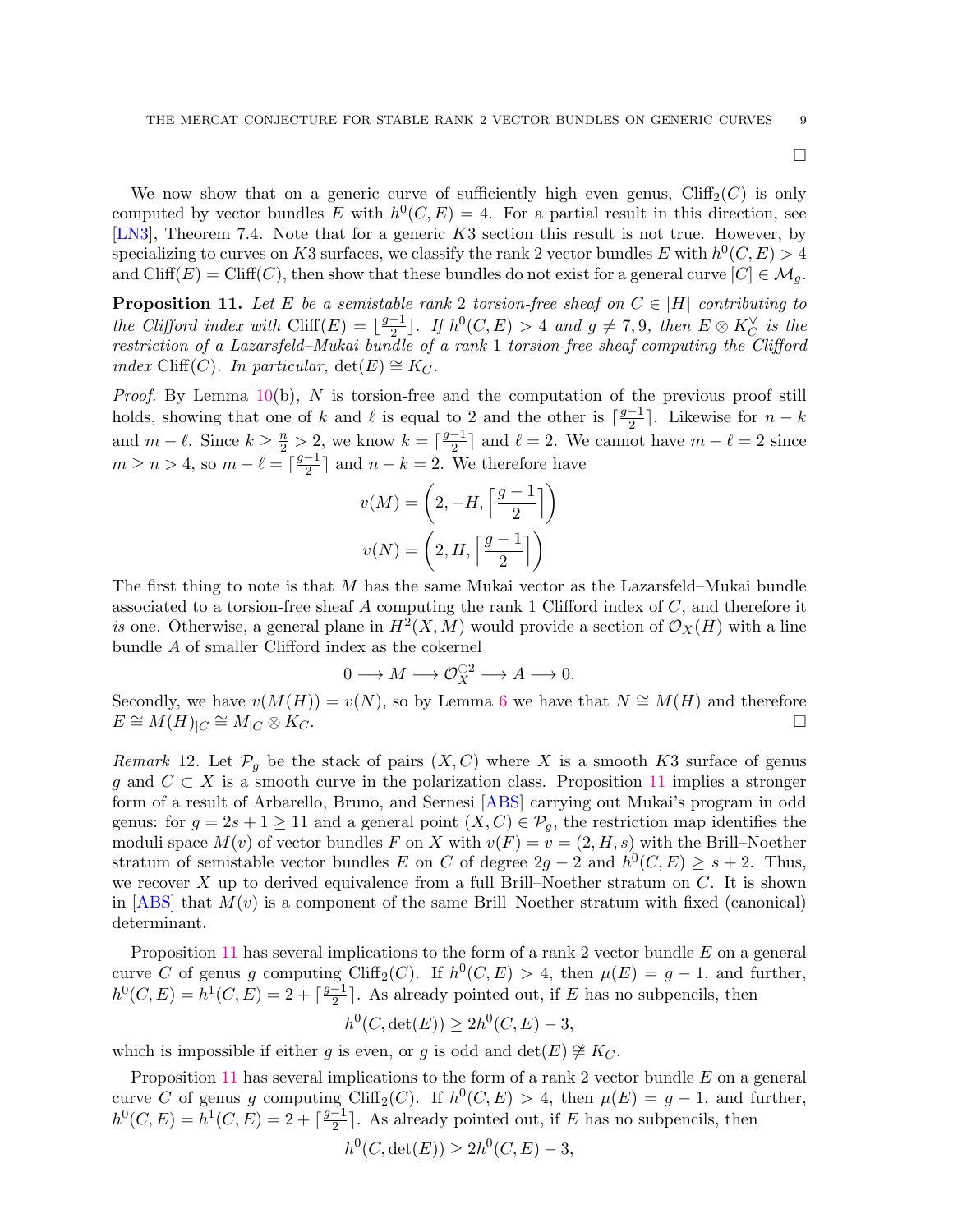□

We now show that on a generic curve of sufficiently high even genus, $\mathrm{Cliff}_2(C)$ is only computed by vector bundles $E$ with $h^0(C,E) = 4$. For a partial result in this direction, see [LN3], Theorem 7.4. Note that for a generic $K3$ section this result is not true. However, by specializing to curves on $K3$ surfaces, we classify the rank 2 vector bundles $E$ with $h^0(C,E) > 4$ and $\mathrm{Cliff}(E) = \mathrm{Cliff}(C)$, then show that these bundles do not exist for a general curve $[C] \in \mathcal{M}_g$.

**Proposition 11.** *Let $E$ be a semistable rank 2 torsion-free sheaf on $C \in |H|$ contributing to the Clifford index with $\mathrm{Cliff}(E) = \lfloor \frac{g-1}{2} \rfloor$. If $h^0(C,E) > 4$ and $g \neq 7, 9$, then $E \otimes K_C^\vee$ is the restriction of a Lazarsfeld–Mukai bundle of a rank 1 torsion-free sheaf computing the Clifford index $\mathrm{Cliff}(C)$. In particular, $\det(E) \cong K_C$.*

*Proof.* By Lemma 10(b), $N$ is torsion-free and the computation of the previous proof still holds, showing that one of $k$ and $\ell$ is equal to 2 and the other is $\lceil \frac{g-1}{2} \rceil$. Likewise for $n-k$ and $m-\ell$. Since $k \geq \frac{n}{2} > 2$, we know $k = \lceil \frac{g-1}{2} \rceil$ and $\ell = 2$. We cannot have $m - \ell = 2$ since $m \geq n > 4$, so $m - \ell = \lceil \frac{g-1}{2} \rceil$ and $n - k = 2$. We therefore have

$$v(M) = \left(2, -H, \left\lceil \frac{g-1}{2} \right\rceil \right)$$

$$v(N) = \left(2, H, \left\lceil \frac{g-1}{2} \right\rceil \right)$$

The first thing to note is that $M$ has the same Mukai vector as the Lazarsfeld–Mukai bundle associated to a torsion-free sheaf $A$ computing the rank 1 Clifford index of $C$, and therefore it *is* one. Otherwise, a general plane in $H^2(X,M)$ would provide a section of $\mathcal{O}_X(H)$ with a line bundle $A$ of smaller Clifford index as the cokernel

$$0 \longrightarrow M \longrightarrow \mathcal{O}_X^{\oplus 2} \longrightarrow A \longrightarrow 0.$$

Secondly, we have $v(M(H)) = v(N)$, so by Lemma 6 we have that $N \cong M(H)$ and therefore $E \cong M(H)_{|C} \cong M_{|C} \otimes K_C$. □

*Remark* 12. Let $\mathcal{P}_g$ be the stack of pairs $(X,C)$ where $X$ is a smooth $K3$ surface of genus $g$ and $C \subset X$ is a smooth curve in the polarization class. Proposition 11 implies a stronger form of a result of Arbarello, Bruno, and Sernesi [ABS] carrying out Mukai's program in odd genus: for $g = 2s+1 \geq 11$ and a general point $(X,C) \in \mathcal{P}_g$, the restriction map identifies the moduli space $M(v)$ of vector bundles $F$ on $X$ with $v(F) = v = (2,H,s)$ with the Brill–Noether stratum of semistable vector bundles $E$ on $C$ of degree $2g-2$ and $h^0(C,E) \geq s+2$. Thus, we recover $X$ up to derived equivalence from a full Brill–Noether stratum on $C$. It is shown in [ABS] that $M(v)$ is a component of the same Brill–Noether stratum with fixed (canonical) determinant.

Proposition 11 has several implications to the form of a rank 2 vector bundle $E$ on a general curve $C$ of genus $g$ computing $\mathrm{Cliff}_2(C)$. If $h^0(C,E) > 4$, then $\mu(E) = g-1$, and further, $h^0(C,E) = h^1(C,E) = 2 + \lceil \frac{g-1}{2} \rceil$. As already pointed out, if $E$ has no subpencils, then

$$h^0(C, \det(E)) \geq 2h^0(C,E) - 3,$$

which is impossible if either $g$ is even, or $g$ is odd and $\det(E) \not\cong K_C$.

Proposition 11 has several implications to the form of a rank 2 vector bundle $E$ on a general curve $C$ of genus $g$ computing $\mathrm{Cliff}_2(C)$. If $h^0(C,E) > 4$, then $\mu(E) = g-1$, and further, $h^0(C,E) = h^1(C,E) = 2 + \lceil \frac{g-1}{2} \rceil$. As already pointed out, if $E$ has no subpencils, then

$$h^0(C, \det(E)) \geq 2h^0(C,E) - 3,$$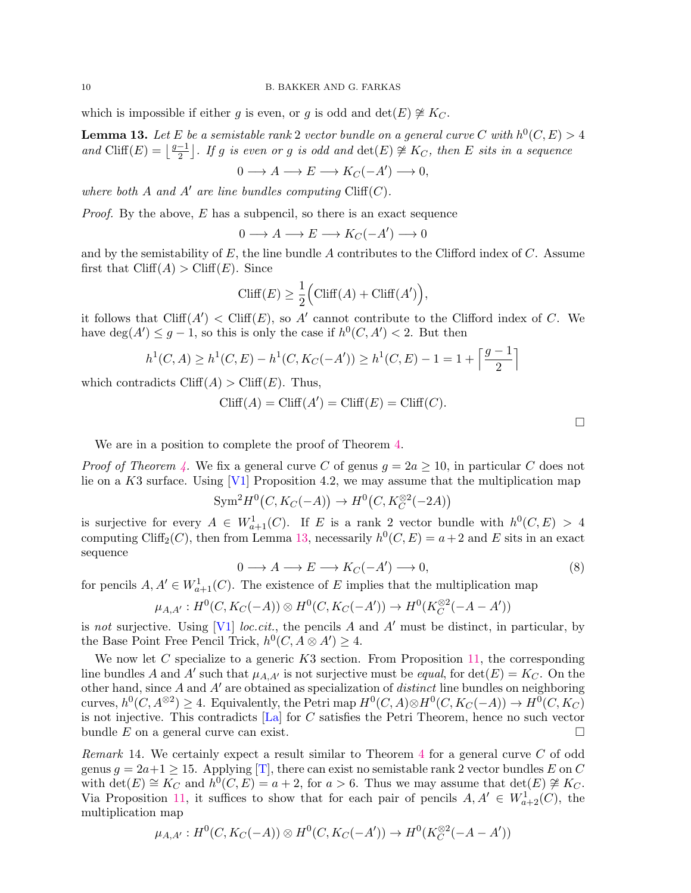which is impossible if either $g$ is even, or $g$ is odd and $\det(E) \ncong K_C$.

**Lemma 13.** *Let $E$ be a semistable rank 2 vector bundle on a general curve $C$ with $h^0(C,E) > 4$ and $\mathrm{Cliff}(E) = \lfloor \frac{g-1}{2} \rfloor$. If $g$ is even or $g$ is odd and $\det(E) \ncong K_C$, then $E$ sits in a sequence*

$$0 \longrightarrow A \longrightarrow E \longrightarrow K_C(-A') \longrightarrow 0,$$

*where both $A$ and $A'$ are line bundles computing $\mathrm{Cliff}(C)$.*

*Proof.* By the above, $E$ has a subpencil, so there is an exact sequence

$$0 \longrightarrow A \longrightarrow E \longrightarrow K_C(-A') \longrightarrow 0$$

and by the semistability of $E$, the line bundle $A$ contributes to the Clifford index of $C$. Assume first that $\mathrm{Cliff}(A) > \mathrm{Cliff}(E)$. Since

$$\mathrm{Cliff}(E) \geq \frac{1}{2}\Big(\mathrm{Cliff}(A) + \mathrm{Cliff}(A')\Big),$$

it follows that $\mathrm{Cliff}(A') < \mathrm{Cliff}(E)$, so $A'$ cannot contribute to the Clifford index of $C$. We have $\deg(A') \leq g-1$, so this is only the case if $h^0(C,A') < 2$. But then

$$h^1(C,A) \geq h^1(C,E) - h^1(C, K_C(-A')) \geq h^1(C,E) - 1 = 1 + \Big\lceil \frac{g-1}{2} \Big\rceil$$

which contradicts $\mathrm{Cliff}(A) > \mathrm{Cliff}(E)$. Thus,

$$\mathrm{Cliff}(A) = \mathrm{Cliff}(A') = \mathrm{Cliff}(E) = \mathrm{Cliff}(C).$$

□

We are in a position to complete the proof of Theorem 4.

*Proof of Theorem 4.* We fix a general curve $C$ of genus $g = 2a \geq 10$, in particular $C$ does not lie on a $K3$ surface. Using [V1] Proposition 4.2, we may assume that the multiplication map

$$\mathrm{Sym}^2 H^0\big(C, K_C(-A)\big) \to H^0\big(C, K_C^{\otimes 2}(-2A)\big)$$

is surjective for every $A \in W^1_{a+1}(C)$. If $E$ is a rank 2 vector bundle with $h^0(C,E) > 4$ computing $\mathrm{Cliff}_2(C)$, then from Lemma 13, necessarily $h^0(C,E) = a+2$ and $E$ sits in an exact sequence

$$0 \longrightarrow A \longrightarrow E \longrightarrow K_C(-A') \longrightarrow 0, \tag{8}$$

for pencils $A, A' \in W^1_{a+1}(C)$. The existence of $E$ implies that the multiplication map

$$\mu_{A,A'} : H^0(C, K_C(-A)) \otimes H^0(C, K_C(-A')) \to H^0(K_C^{\otimes 2}(-A-A'))$$

is *not* surjective. Using [V1] *loc.cit.*, the pencils $A$ and $A'$ must be distinct, in particular, by the Base Point Free Pencil Trick, $h^0(C, A \otimes A') \geq 4$.

We now let $C$ specialize to a generic $K3$ section. From Proposition 11, the corresponding line bundles $A$ and $A'$ such that $\mu_{A,A'}$ is not surjective must be *equal*, for $\det(E) = K_C$. On the other hand, since $A$ and $A'$ are obtained as specialization of *distinct* line bundles on neighboring curves, $h^0(C, A^{\otimes 2}) \geq 4$. Equivalently, the Petri map $H^0(C,A) \otimes H^0(C, K_C(-A)) \to H^0(C, K_C)$ is not injective. This contradicts [La] for $C$ satisfies the Petri Theorem, hence no such vector bundle $E$ on a general curve can exist. □

*Remark* 14. We certainly expect a result similar to Theorem 4 for a general curve $C$ of odd genus $g = 2a+1 \geq 15$. Applying [T], there can exist no semistable rank 2 vector bundles $E$ on $C$ with $\det(E) \cong K_C$ and $h^0(C,E) = a+2$, for $a > 6$. Thus we may assume that $\det(E) \ncong K_C$. Via Proposition 11, it suffices to show that for each pair of pencils $A, A' \in W^1_{a+2}(C)$, the multiplication map

$$\mu_{A,A'} : H^0(C, K_C(-A)) \otimes H^0(C, K_C(-A')) \to H^0(K_C^{\otimes 2}(-A-A'))$$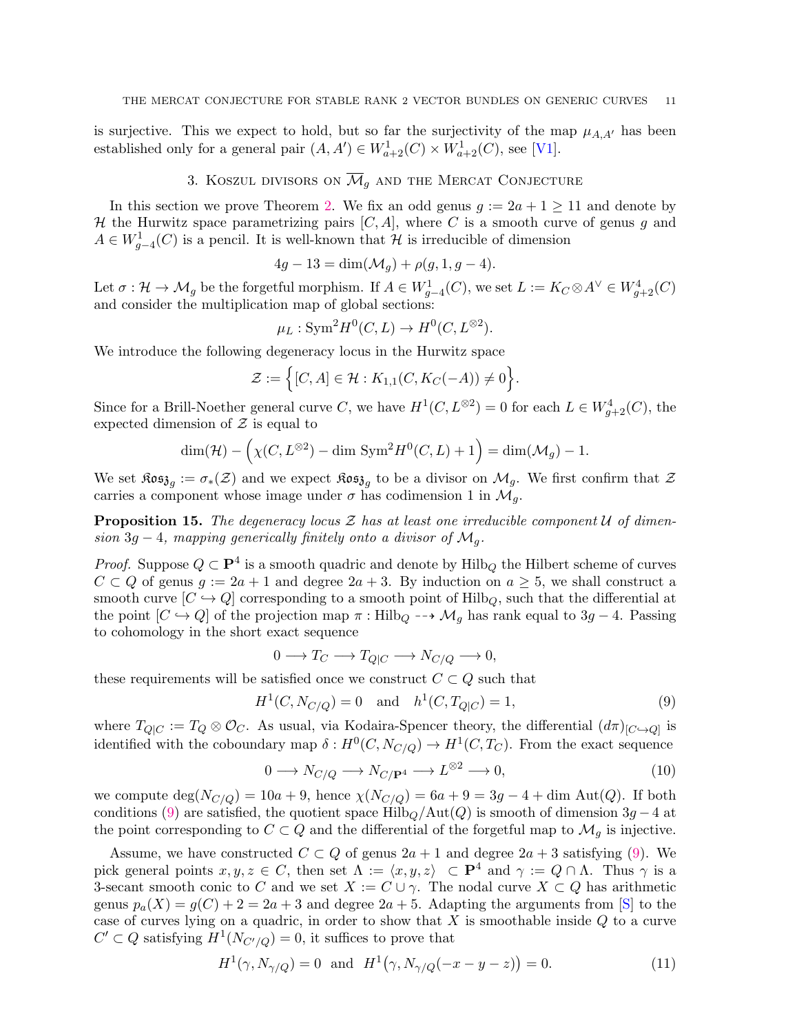is surjective. This we expect to hold, but so far the surjectivity of the map $\mu_{A,A'}$ has been established only for a general pair $(A, A') \in W^1_{a+2}(C) \times W^1_{a+2}(C)$, see [V1].

## 3. Koszul divisors on $\overline{\mathcal{M}}_g$ and the Mercat Conjecture

In this section we prove Theorem 2. We fix an odd genus $g := 2a+1 \geq 11$ and denote by $\mathcal{H}$ the Hurwitz space parametrizing pairs $[C, A]$, where $C$ is a smooth curve of genus $g$ and $A \in W^1_{g-4}(C)$ is a pencil. It is well-known that $\mathcal{H}$ is irreducible of dimension

$$4g - 13 = \dim(\mathcal{M}_g) + \rho(g, 1, g-4).$$

Let $\sigma : \mathcal{H} \to \mathcal{M}_g$ be the forgetful morphism. If $A \in W^1_{g-4}(C)$, we set $L := K_C \otimes A^\vee \in W^4_{g+2}(C)$ and consider the multiplication map of global sections:

$$\mu_L : \mathrm{Sym}^2 H^0(C, L) \to H^0(C, L^{\otimes 2}).$$

We introduce the following degeneracy locus in the Hurwitz space

$$\mathcal{Z} := \Big\{ [C, A] \in \mathcal{H} : K_{1,1}(C, K_C(-A)) \neq 0 \Big\}.$$

Since for a Brill-Noether general curve $C$, we have $H^1(C, L^{\otimes 2}) = 0$ for each $L \in W^4_{g+2}(C)$, the expected dimension of $\mathcal{Z}$ is equal to

$$\dim(\mathcal{H}) - \Big( \chi(C, L^{\otimes 2}) - \dim \mathrm{Sym}^2 H^0(C, L) + 1 \Big) = \dim(\mathcal{M}_g) - 1.$$

We set $\mathfrak{Kosz}_g := \sigma_*(\mathcal{Z})$ and we expect $\mathfrak{Kosz}_g$ to be a divisor on $\mathcal{M}_g$. We first confirm that $\mathcal{Z}$ carries a component whose image under $\sigma$ has codimension 1 in $\mathcal{M}_g$.

**Proposition 15.** *The degeneracy locus $\mathcal{Z}$ has at least one irreducible component $\mathcal{U}$ of dimension $3g-4$, mapping generically finitely onto a divisor of $\mathcal{M}_g$.*

*Proof.* Suppose $Q \subset \mathbf{P}^4$ is a smooth quadric and denote by $\mathrm{Hilb}_Q$ the Hilbert scheme of curves $C \subset Q$ of genus $g := 2a+1$ and degree $2a+3$. By induction on $a \geq 5$, we shall construct a smooth curve $[C \hookrightarrow Q]$ corresponding to a smooth point of $\mathrm{Hilb}_Q$, such that the differential at the point $[C \hookrightarrow Q]$ of the projection map $\pi : \mathrm{Hilb}_Q \dashrightarrow \mathcal{M}_g$ has rank equal to $3g-4$. Passing to cohomology in the short exact sequence

$$0 \longrightarrow T_C \longrightarrow T_{Q|C} \longrightarrow N_{C/Q} \longrightarrow 0,$$

these requirements will be satisfied once we construct $C \subset Q$ such that

$$H^1(C, N_{C/Q}) = 0 \quad \text{and} \quad h^1(C, T_{Q|C}) = 1, \tag{9}$$

where $T_{Q|C} := T_Q \otimes \mathcal{O}_C$. As usual, via Kodaira-Spencer theory, the differential $(d\pi)_{[C \hookrightarrow Q]}$ is identified with the coboundary map $\delta : H^0(C, N_{C/Q}) \to H^1(C, T_C)$. From the exact sequence

$$0 \longrightarrow N_{C/Q} \longrightarrow N_{C/\mathbf{P}^4} \longrightarrow L^{\otimes 2} \longrightarrow 0, \tag{10}$$

we compute $\deg(N_{C/Q}) = 10a + 9$, hence $\chi(N_{C/Q}) = 6a + 9 = 3g - 4 + \dim \mathrm{Aut}(Q)$. If both conditions (9) are satisfied, the quotient space $\mathrm{Hilb}_Q / \mathrm{Aut}(Q)$ is smooth of dimension $3g-4$ at the point corresponding to $C \subset Q$ and the differential of the forgetful map to $\mathcal{M}_g$ is injective.

Assume, we have constructed $C \subset Q$ of genus $2a+1$ and degree $2a+3$ satisfying (9). We pick general points $x, y, z \in C$, then set $\Lambda := \langle x, y, z \rangle \subset \mathbf{P}^4$ and $\gamma := Q \cap \Lambda$. Thus $\gamma$ is a 3-secant smooth conic to $C$ and we set $X := C \cup \gamma$. The nodal curve $X \subset Q$ has arithmetic genus $p_a(X) = g(C) + 2 = 2a + 3$ and degree $2a + 5$. Adapting the arguments from [S] to the case of curves lying on a quadric, in order to show that $X$ is smoothable inside $Q$ to a curve $C' \subset Q$ satisfying $H^1(N_{C'/Q}) = 0$, it suffices to prove that

$$H^1(\gamma, N_{\gamma/Q}) = 0 \;\; \text{and} \;\; H^1\big(\gamma, N_{\gamma/Q}(-x-y-z)\big) = 0. \tag{11}$$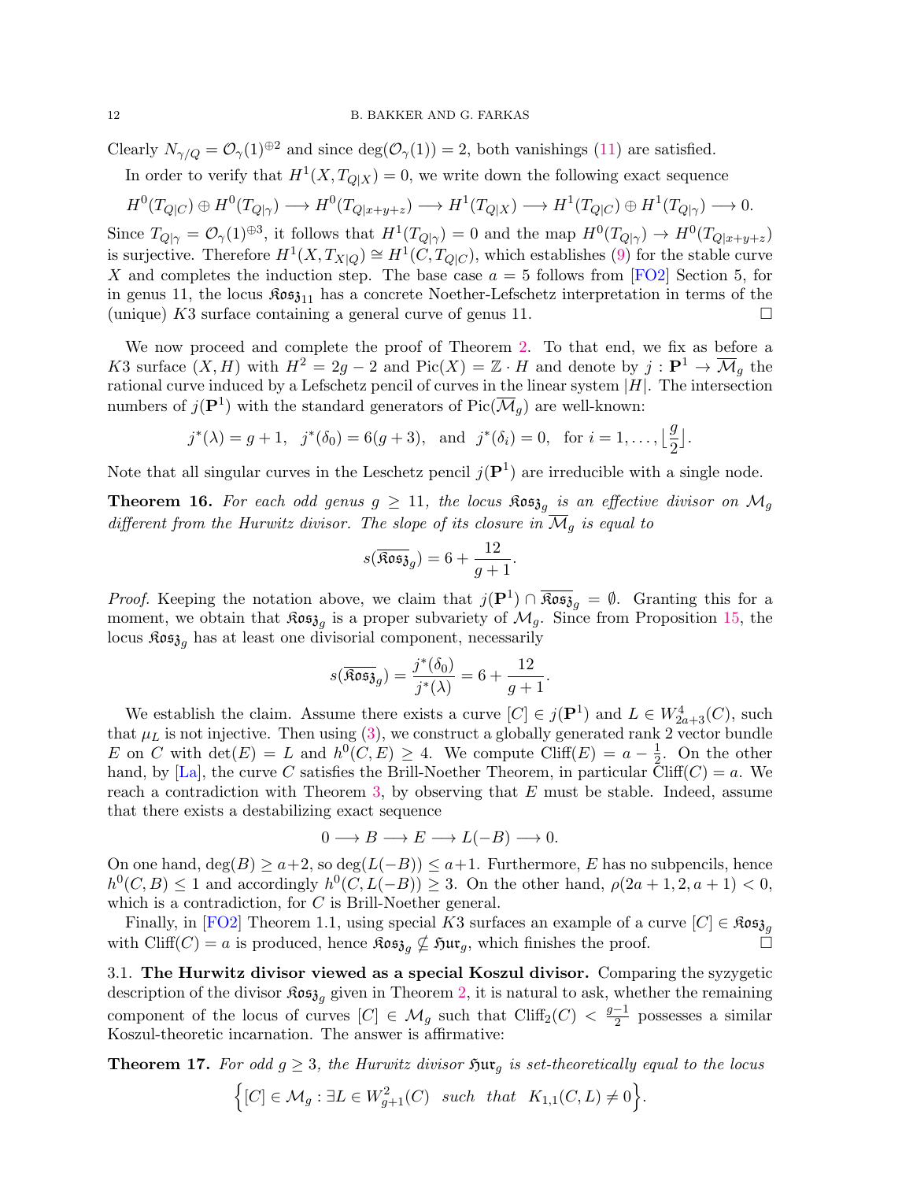Clearly $N_{\gamma/Q} = \mathcal{O}_\gamma(1)^{\oplus 2}$ and since $\deg(\mathcal{O}_\gamma(1)) = 2$, both vanishings (11) are satisfied.

In order to verify that $H^1(X, T_{Q|X}) = 0$, we write down the following exact sequence

$$H^0(T_{Q|C}) \oplus H^0(T_{Q|\gamma}) \longrightarrow H^0(T_{Q|x+y+z}) \longrightarrow H^1(T_{Q|X}) \longrightarrow H^1(T_{Q|C}) \oplus H^1(T_{Q|\gamma}) \longrightarrow 0.$$

Since $T_{Q|\gamma} = \mathcal{O}_\gamma(1)^{\oplus 3}$, it follows that $H^1(T_{Q|\gamma}) = 0$ and the map $H^0(T_{Q|\gamma}) \to H^0(T_{Q|x+y+z})$ is surjective. Therefore $H^1(X, T_{X|Q}) \cong H^1(C, T_{Q|C})$, which establishes (9) for the stable curve $X$ and completes the induction step. The base case $a = 5$ follows from [FO2] Section 5, for in genus 11, the locus $\mathfrak{Kosz}_{11}$ has a concrete Noether-Lefschetz interpretation in terms of the (unique) $K3$ surface containing a general curve of genus 11. $\square$

We now proceed and complete the proof of Theorem 2. To that end, we fix as before a $K3$ surface $(X, H)$ with $H^2 = 2g-2$ and $\mathrm{Pic}(X) = \mathbb{Z}\cdot H$ and denote by $j : \mathbf{P}^1 \to \overline{\mathcal{M}}_g$ the rational curve induced by a Lefschetz pencil of curves in the linear system $|H|$. The intersection numbers of $j(\mathbf{P}^1)$ with the standard generators of $\mathrm{Pic}(\overline{\mathcal{M}}_g)$ are well-known:

$$j^*(\lambda) = g+1, \quad j^*(\delta_0) = 6(g+3), \quad \text{and} \quad j^*(\delta_i) = 0, \quad \text{for } i = 1, \ldots, \left\lfloor \frac{g}{2} \right\rfloor.$$

Note that all singular curves in the Leschetz pencil $j(\mathbf{P}^1)$ are irreducible with a single node.

**Theorem 16.** *For each odd genus $g \geq 11$, the locus $\mathfrak{Kosz}_g$ is an effective divisor on $\mathcal{M}_g$ different from the Hurwitz divisor. The slope of its closure in $\overline{\mathcal{M}}_g$ is equal to*

$$s(\overline{\mathfrak{Kosz}}_g) = 6 + \frac{12}{g+1}.$$

*Proof.* Keeping the notation above, we claim that $j(\mathbf{P}^1) \cap \overline{\mathfrak{Kosz}}_g = \emptyset$. Granting this for a moment, we obtain that $\mathfrak{Kosz}_g$ is a proper subvariety of $\mathcal{M}_g$. Since from Proposition 15, the locus $\mathfrak{Kosz}_g$ has at least one divisorial component, necessarily

$$s(\overline{\mathfrak{Kosz}}_g) = \frac{j^*(\delta_0)}{j^*(\lambda)} = 6 + \frac{12}{g+1}.$$

We establish the claim. Assume there exists a curve $[C] \in j(\mathbf{P}^1)$ and $L \in W^4_{2a+3}(C)$, such that $\mu_L$ is not injective. Then using (3), we construct a globally generated rank 2 vector bundle $E$ on $C$ with $\det(E) = L$ and $h^0(C, E) \geq 4$. We compute $\mathrm{Cliff}(E) = a - \frac{1}{2}$. On the other hand, by [La], the curve $C$ satisfies the Brill-Noether Theorem, in particular $\mathrm{Cliff}(C) = a$. We reach a contradiction with Theorem 3, by observing that $E$ must be stable. Indeed, assume that there exists a destabilizing exact sequence

$$0 \longrightarrow B \longrightarrow E \longrightarrow L(-B) \longrightarrow 0.$$

On one hand, $\deg(B) \geq a+2$, so $\deg(L(-B)) \leq a+1$. Furthermore, $E$ has no subpencils, hence $h^0(C, B) \leq 1$ and accordingly $h^0(C, L(-B)) \geq 3$. On the other hand, $\rho(2a+1, 2, a+1) < 0$, which is a contradiction, for $C$ is Brill-Noether general.

Finally, in [FO2] Theorem 1.1, using special $K3$ surfaces an example of a curve $[C] \in \mathfrak{Kosz}_g$ with $\mathrm{Cliff}(C) = a$ is produced, hence $\mathfrak{Kosz}_g \nsubseteq \mathfrak{Hur}_g$, which finishes the proof. $\square$

### 3.1. The Hurwitz divisor viewed as a special Koszul divisor.

Comparing the syzygetic description of the divisor $\mathfrak{Kosz}_g$ given in Theorem 2, it is natural to ask, whether the remaining component of the locus of curves $[C] \in \mathcal{M}_g$ such that $\mathrm{Cliff}_2(C) < \frac{g-1}{2}$ possesses a similar Koszul-theoretic incarnation. The answer is affirmative:

**Theorem 17.** *For odd $g \geq 3$, the Hurwitz divisor $\mathfrak{Hur}_g$ is set-theoretically equal to the locus*

$$\Big\{[C] \in \mathcal{M}_g : \exists L \in W^2_{g+1}(C) \;\; \text{such that} \;\; K_{1,1}(C, L) \neq 0\Big\}.$$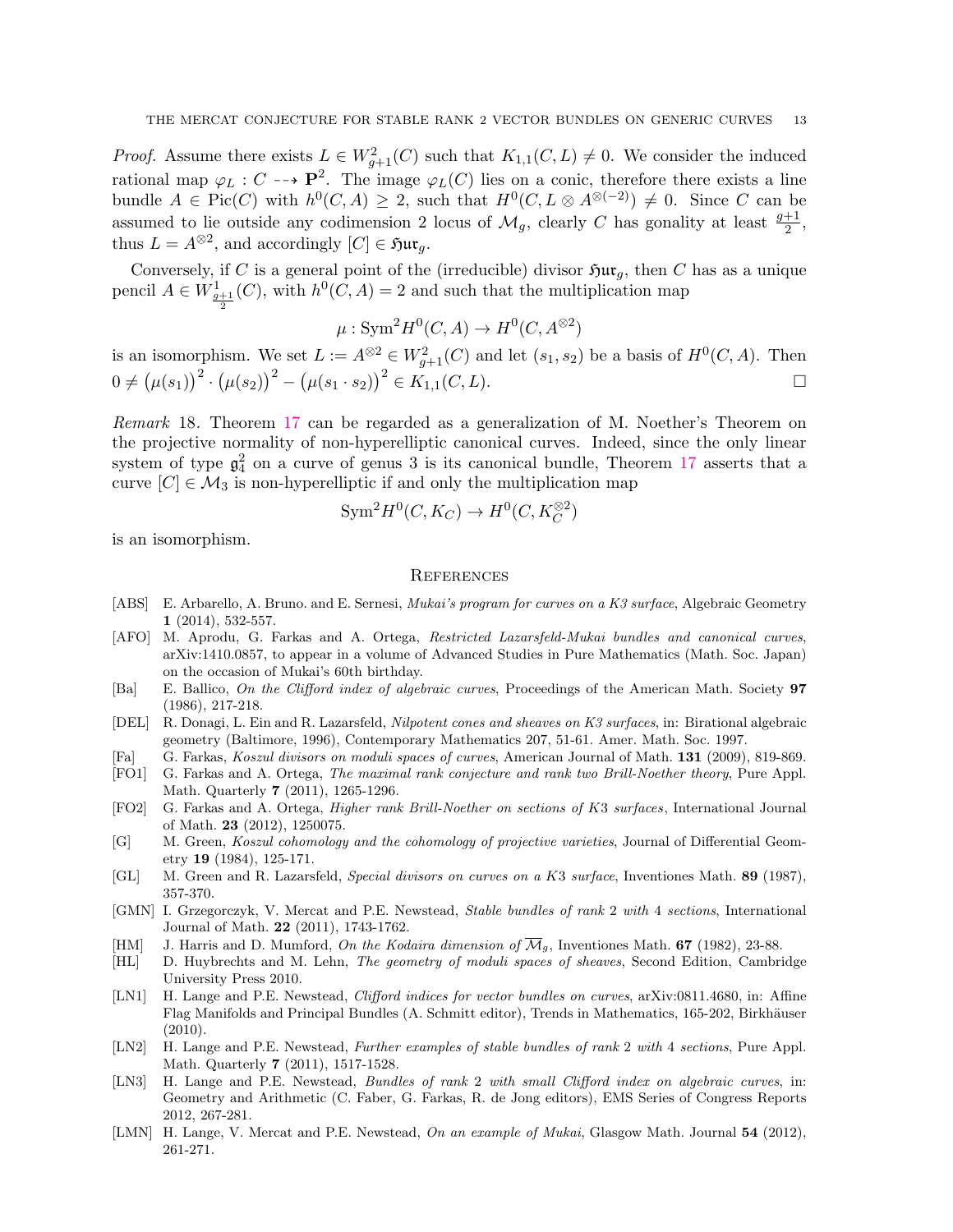*Proof.* Assume there exists $L \in W^2_{g+1}(C)$ such that $K_{1,1}(C,L) \neq 0$. We consider the induced rational map $\varphi_L : C \dashrightarrow \mathbf{P}^2$. The image $\varphi_L(C)$ lies on a conic, therefore there exists a line bundle $A \in \mathrm{Pic}(C)$ with $h^0(C,A) \geq 2$, such that $H^0(C, L \otimes A^{\otimes(-2)}) \neq 0$. Since $C$ can be assumed to lie outside any codimension 2 locus of $\mathcal{M}_g$, clearly $C$ has gonality at least $\frac{g+1}{2}$, thus $L = A^{\otimes 2}$, and accordingly $[C] \in \mathfrak{Hur}_g$.

Conversely, if $C$ is a general point of the (irreducible) divisor $\mathfrak{Hur}_g$, then $C$ has as a unique pencil $A \in W^1_{\frac{g+1}{2}}(C)$, with $h^0(C,A) = 2$ and such that the multiplication map

$$\mu : \mathrm{Sym}^2 H^0(C,A) \to H^0(C, A^{\otimes 2})$$

is an isomorphism. We set $L := A^{\otimes 2} \in W^2_{g+1}(C)$ and let $(s_1, s_2)$ be a basis of $H^0(C,A)$. Then $0 \neq \bigl(\mu(s_1)\bigr)^2 \cdot \bigl(\mu(s_2)\bigr)^2 - \bigl(\mu(s_1 \cdot s_2)\bigr)^2 \in K_{1,1}(C,L)$. $\square$

*Remark* 18. Theorem 17 can be regarded as a generalization of M. Noether's Theorem on the projective normality of non-hyperelliptic canonical curves. Indeed, since the only linear system of type $\mathfrak{g}^2_4$ on a curve of genus 3 is its canonical bundle, Theorem 17 asserts that a curve $[C] \in \mathcal{M}_3$ is non-hyperelliptic if and only the multiplication map

$$\mathrm{Sym}^2 H^0(C, K_C) \to H^0(C, K_C^{\otimes 2})$$

is an isomorphism.

## References

- [ABS] E. Arbarello, A. Bruno. and E. Sernesi, *Mukai's program for curves on a K3 surface*, Algebraic Geometry **1** (2014), 532-557.
- [AFO] M. Aprodu, G. Farkas and A. Ortega, *Restricted Lazarsfeld-Mukai bundles and canonical curves*, arXiv:1410.0857, to appear in a volume of Advanced Studies in Pure Mathematics (Math. Soc. Japan) on the occasion of Mukai's 60th birthday.
- [Ba] E. Ballico, *On the Clifford index of algebraic curves*, Proceedings of the American Math. Society **97** (1986), 217-218.
- [DEL] R. Donagi, L. Ein and R. Lazarsfeld, *Nilpotent cones and sheaves on K3 surfaces*, in: Birational algebraic geometry (Baltimore, 1996), Contemporary Mathematics 207, 51-61. Amer. Math. Soc. 1997.
- [Fa] G. Farkas, *Koszul divisors on moduli spaces of curves*, American Journal of Math. **131** (2009), 819-869.
- [FO1] G. Farkas and A. Ortega, *The maximal rank conjecture and rank two Brill-Noether theory*, Pure Appl. Math. Quarterly **7** (2011), 1265-1296.
- [FO2] G. Farkas and A. Ortega, *Higher rank Brill-Noether on sections of K3 surfaces*, International Journal of Math. **23** (2012), 1250075.
- [G] M. Green, *Koszul cohomology and the cohomology of projective varieties*, Journal of Differential Geometry **19** (1984), 125-171.
- [GL] M. Green and R. Lazarsfeld, *Special divisors on curves on a K3 surface*, Inventiones Math. **89** (1987), 357-370.
- [GMN] I. Grzegorczyk, V. Mercat and P.E. Newstead, *Stable bundles of rank 2 with 4 sections*, International Journal of Math. **22** (2011), 1743-1762.
- [HM] J. Harris and D. Mumford, *On the Kodaira dimension of $\overline{\mathcal{M}}_g$*, Inventiones Math. **67** (1982), 23-88.
- [HL] D. Huybrechts and M. Lehn, *The geometry of moduli spaces of sheaves*, Second Edition, Cambridge University Press 2010.
- [LN1] H. Lange and P.E. Newstead, *Clifford indices for vector bundles on curves*, arXiv:0811.4680, in: Affine Flag Manifolds and Principal Bundles (A. Schmitt editor), Trends in Mathematics, 165-202, Birkhäuser (2010).
- [LN2] H. Lange and P.E. Newstead, *Further examples of stable bundles of rank 2 with 4 sections*, Pure Appl. Math. Quarterly **7** (2011), 1517-1528.
- [LN3] H. Lange and P.E. Newstead, *Bundles of rank 2 with small Clifford index on algebraic curves*, in: Geometry and Arithmetic (C. Faber, G. Farkas, R. de Jong editors), EMS Series of Congress Reports 2012, 267-281.
- [LMN] H. Lange, V. Mercat and P.E. Newstead, *On an example of Mukai*, Glasgow Math. Journal **54** (2012), 261-271.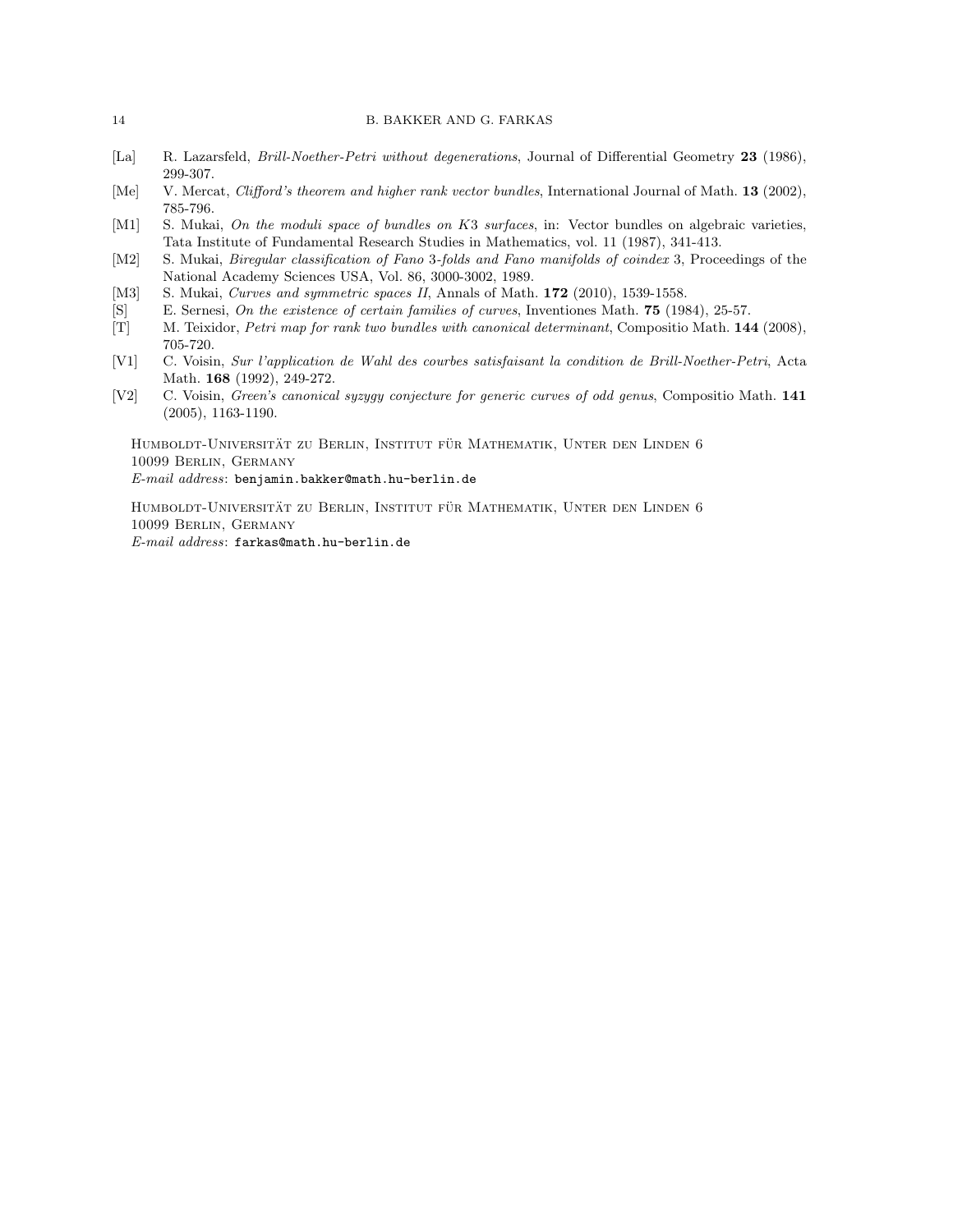[La] R. Lazarsfeld, *Brill-Noether-Petri without degenerations*, Journal of Differential Geometry **23** (1986), 299-307.

[Me] V. Mercat, *Clifford's theorem and higher rank vector bundles*, International Journal of Math. **13** (2002), 785-796.

[M1] S. Mukai, *On the moduli space of bundles on $K3$ surfaces*, in: Vector bundles on algebraic varieties, Tata Institute of Fundamental Research Studies in Mathematics, vol. 11 (1987), 341-413.

[M2] S. Mukai, *Biregular classification of Fano 3-folds and Fano manifolds of coindex 3*, Proceedings of the National Academy Sciences USA, Vol. 86, 3000-3002, 1989.

[M3] S. Mukai, *Curves and symmetric spaces II*, Annals of Math. **172** (2010), 1539-1558.

[S] E. Sernesi, *On the existence of certain families of curves*, Inventiones Math. **75** (1984), 25-57.

[T] M. Teixidor, *Petri map for rank two bundles with canonical determinant*, Compositio Math. **144** (2008), 705-720.

[V1] C. Voisin, *Sur l'application de Wahl des courbes satisfaisant la condition de Brill-Noether-Petri*, Acta Math. **168** (1992), 249-272.

[V2] C. Voisin, *Green's canonical syzygy conjecture for generic curves of odd genus*, Compositio Math. **141** (2005), 1163-1190.

Humboldt-Universität zu Berlin, Institut für Mathematik, Unter den Linden 6
10099 Berlin, Germany
*E-mail address*: `benjamin.bakker@math.hu-berlin.de`

Humboldt-Universität zu Berlin, Institut für Mathematik, Unter den Linden 6
10099 Berlin, Germany
*E-mail address*: `farkas@math.hu-berlin.de`